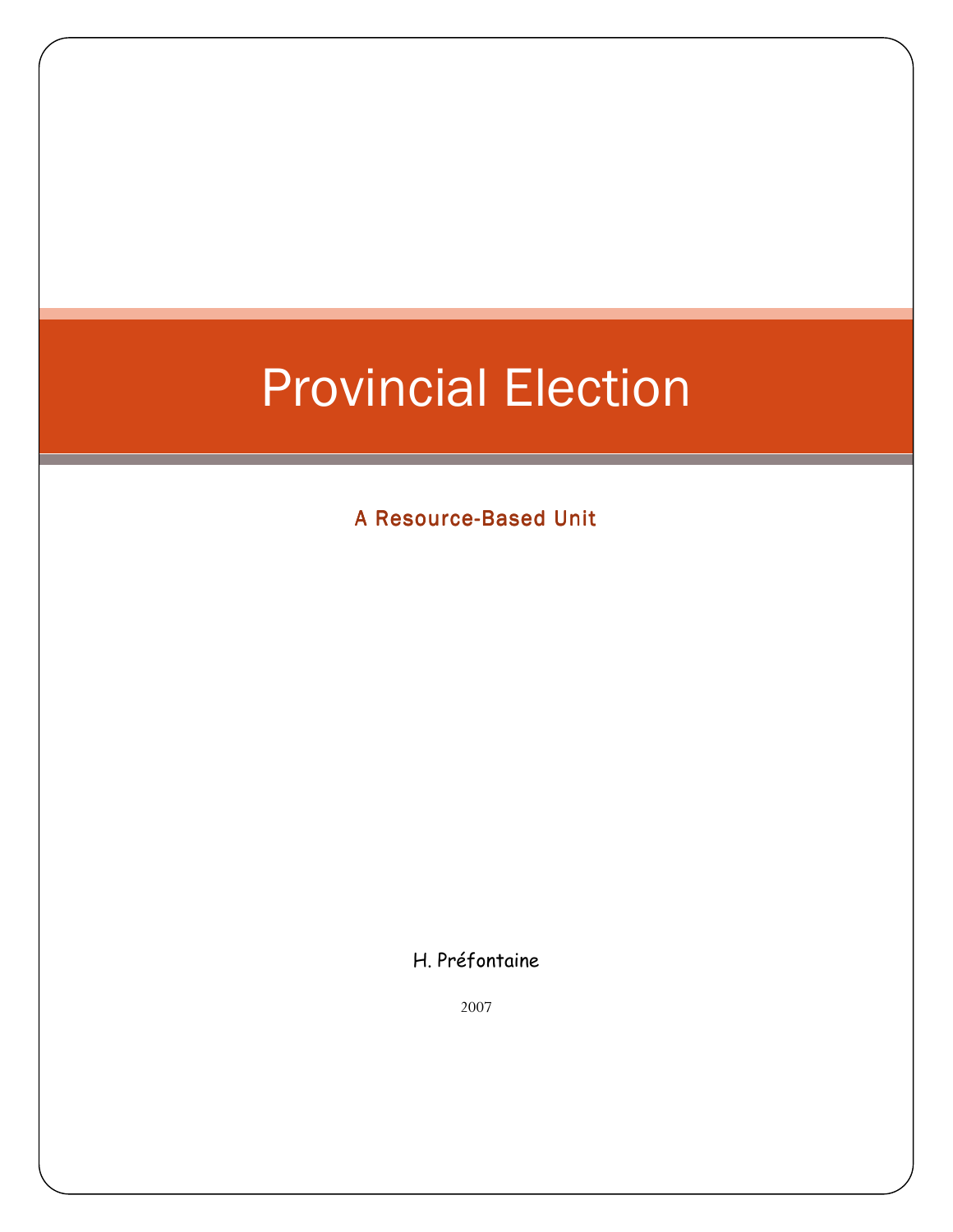# Provincial Election

## A Resource-Based Unit

H. Préfontaine

2007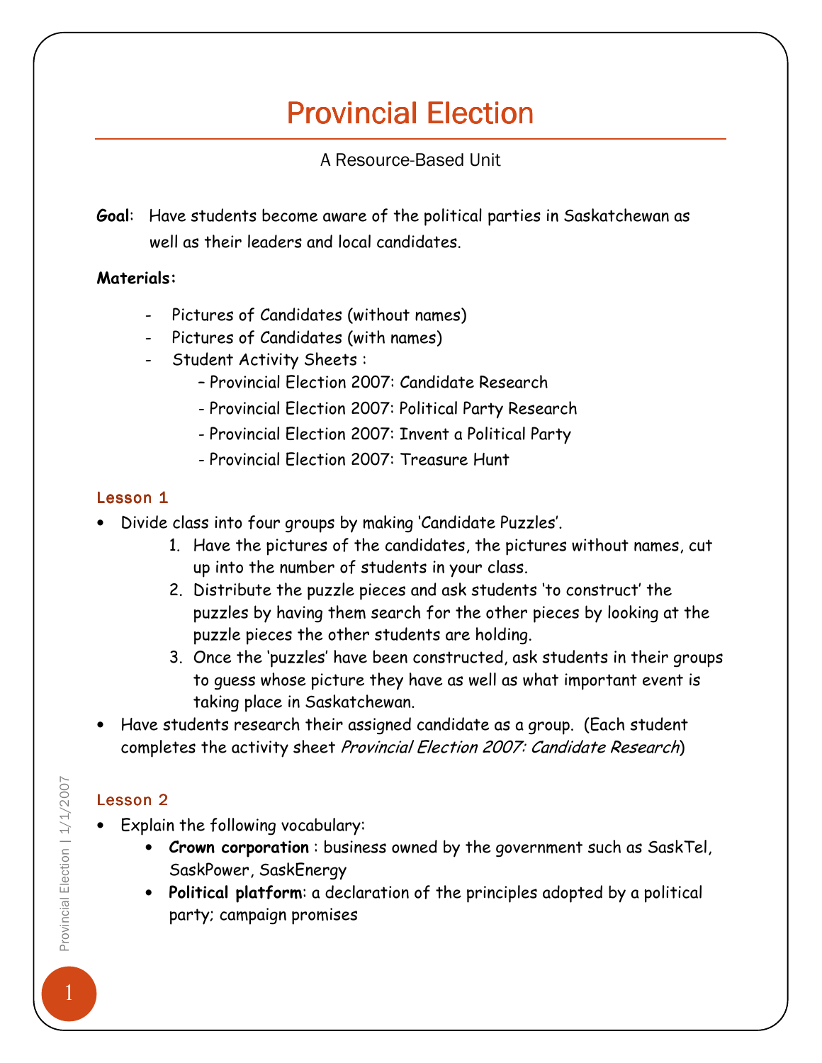# Provincial Election

A Resource-Based Unit

**Goal**: Have students become aware of the political parties in Saskatchewan as well as their leaders and local candidates.

**Materials:**

- Pictures of Candidates (without names)
- Pictures of Candidates (with names)
- Student Activity Sheets :
  - Provincial Election 2007: Candidate Research
  - Provincial Election 2007: Political Party Research
  - Provincial Election 2007: Invent a Political Party
  - Provincial Election 2007: Treasure Hunt

### Lesson 1

- Divide class into four groups by making 'Candidate Puzzles'.
  1. Have the pictures of the candidates, the pictures without names, cut up into the number of students in your class.
  2. Distribute the puzzle pieces and ask students 'to construct' the puzzles by having them search for the other pieces by looking at the puzzle pieces the other students are holding.
  3. Once the 'puzzles' have been constructed, ask students in their groups to guess whose picture they have as well as what important event is taking place in Saskatchewan.
- Have students research their assigned candidate as a group. (Each student completes the activity sheet *Provincial Election 2007: Candidate Research*)

### Lesson 2

- Explain the following vocabulary:
  - **Crown corporation** : business owned by the government such as SaskTel, SaskPower, SaskEnergy
  - **Political platform**: a declaration of the principles adopted by a political party; campaign promises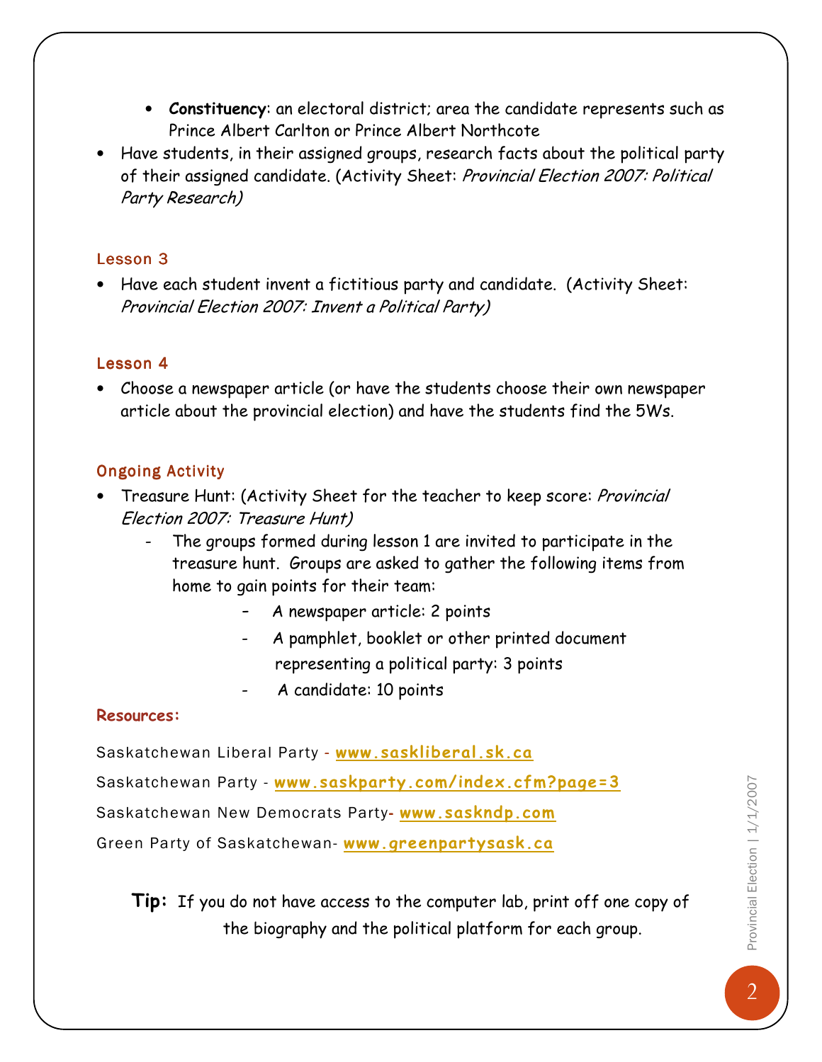- **Constituency**: an electoral district; area the candidate represents such as Prince Albert Carlton or Prince Albert Northcote

- Have students, in their assigned groups, research facts about the political party of their assigned candidate. (Activity Sheet: *Provincial Election 2007: Political Party Research)*

### Lesson 3

- Have each student invent a fictitious party and candidate. (Activity Sheet: *Provincial Election 2007: Invent a Political Party)*

### Lesson 4

- Choose a newspaper article (or have the students choose their own newspaper article about the provincial election) and have the students find the 5Ws.

### Ongoing Activity

- Treasure Hunt: (Activity Sheet for the teacher to keep score: *Provincial Election 2007: Treasure Hunt)*
  - The groups formed during lesson 1 are invited to participate in the treasure hunt. Groups are asked to gather the following items from home to gain points for their team:
    - A newspaper article: 2 points
    - A pamphlet, booklet or other printed document representing a political party: 3 points
    - A candidate: 10 points

### Resources:

Saskatchewan Liberal Party - **www.saskliberal.sk.ca**

Saskatchewan Party - **www.saskparty.com/index.cfm?page=3**

Saskatchewan New Democrats Party- **www.saskndp.com**

Green Party of Saskatchewan- **www.greenpartysask.ca**

**Tip:** If you do not have access to the computer lab, print off one copy of the biography and the political platform for each group.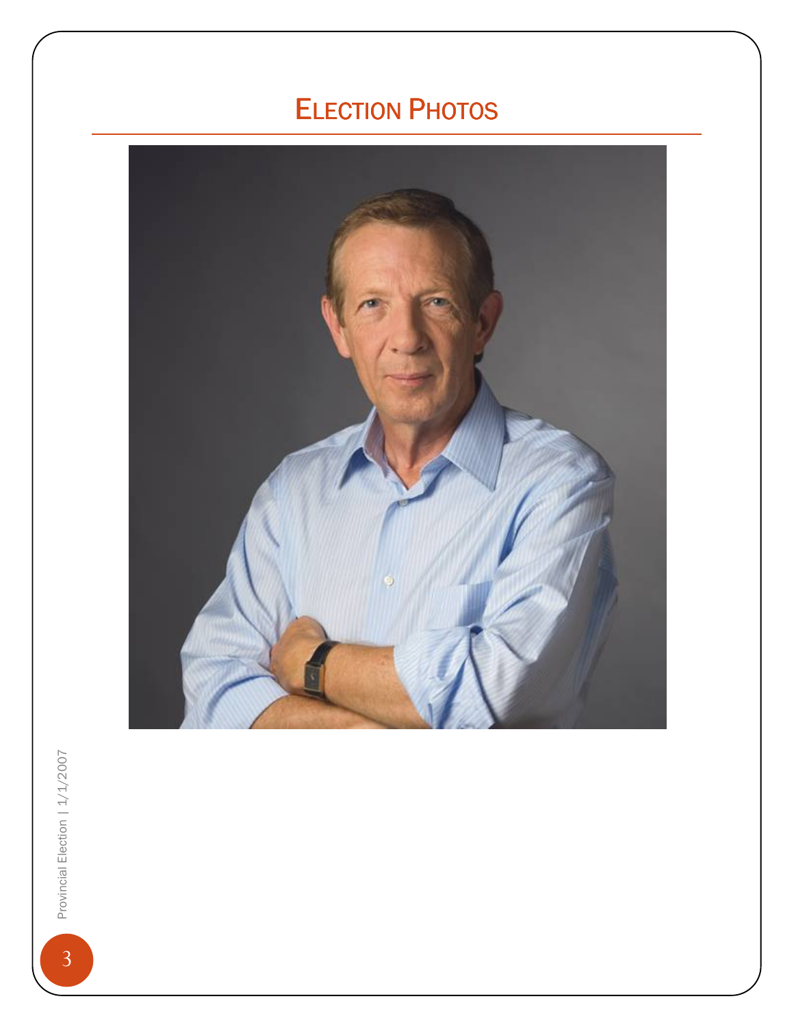# Election Photos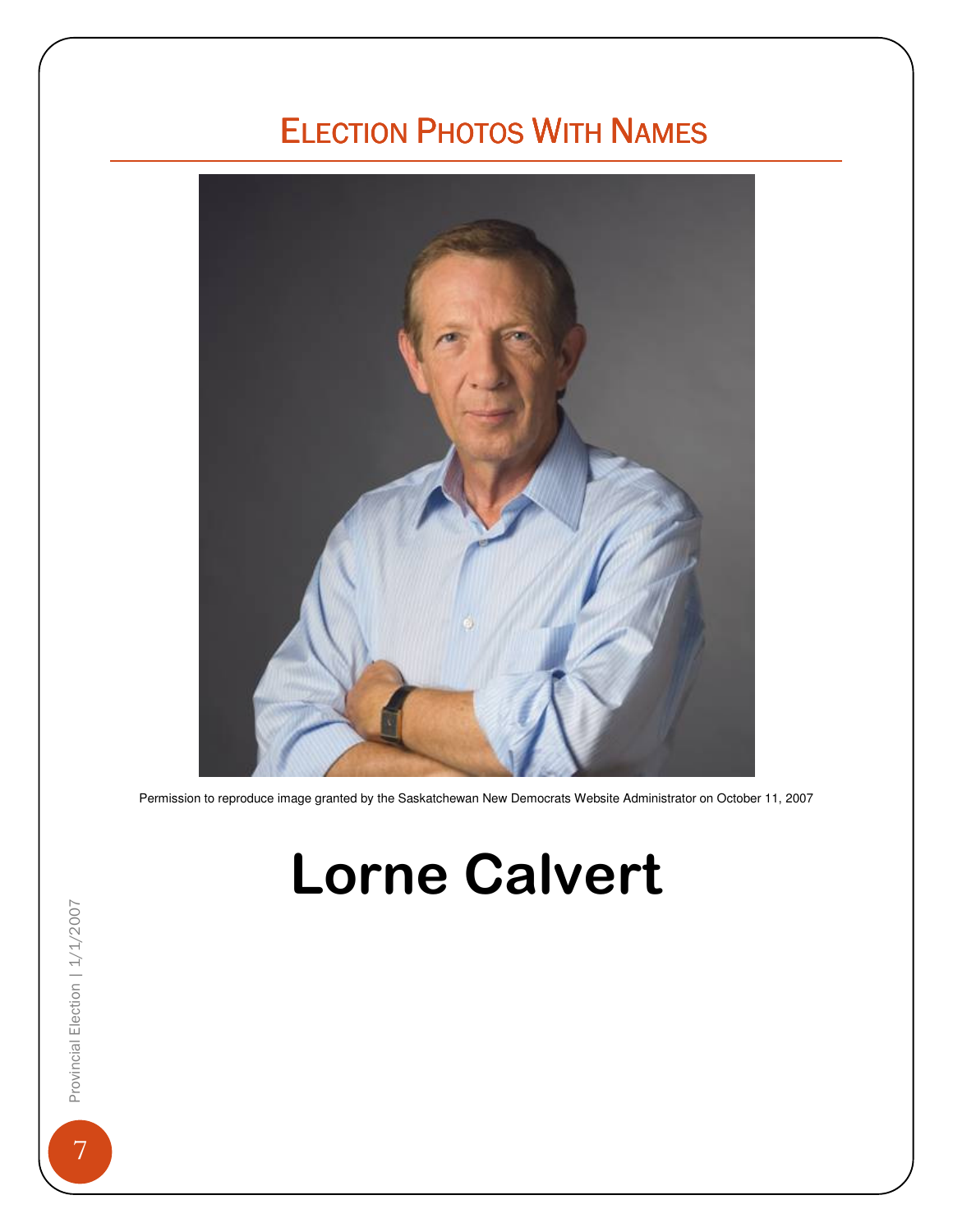# Election Photos With Names

Permission to reproduce image granted by the Saskatchewan New Democrats Website Administrator on October 11, 2007

# **Lorne Calvert**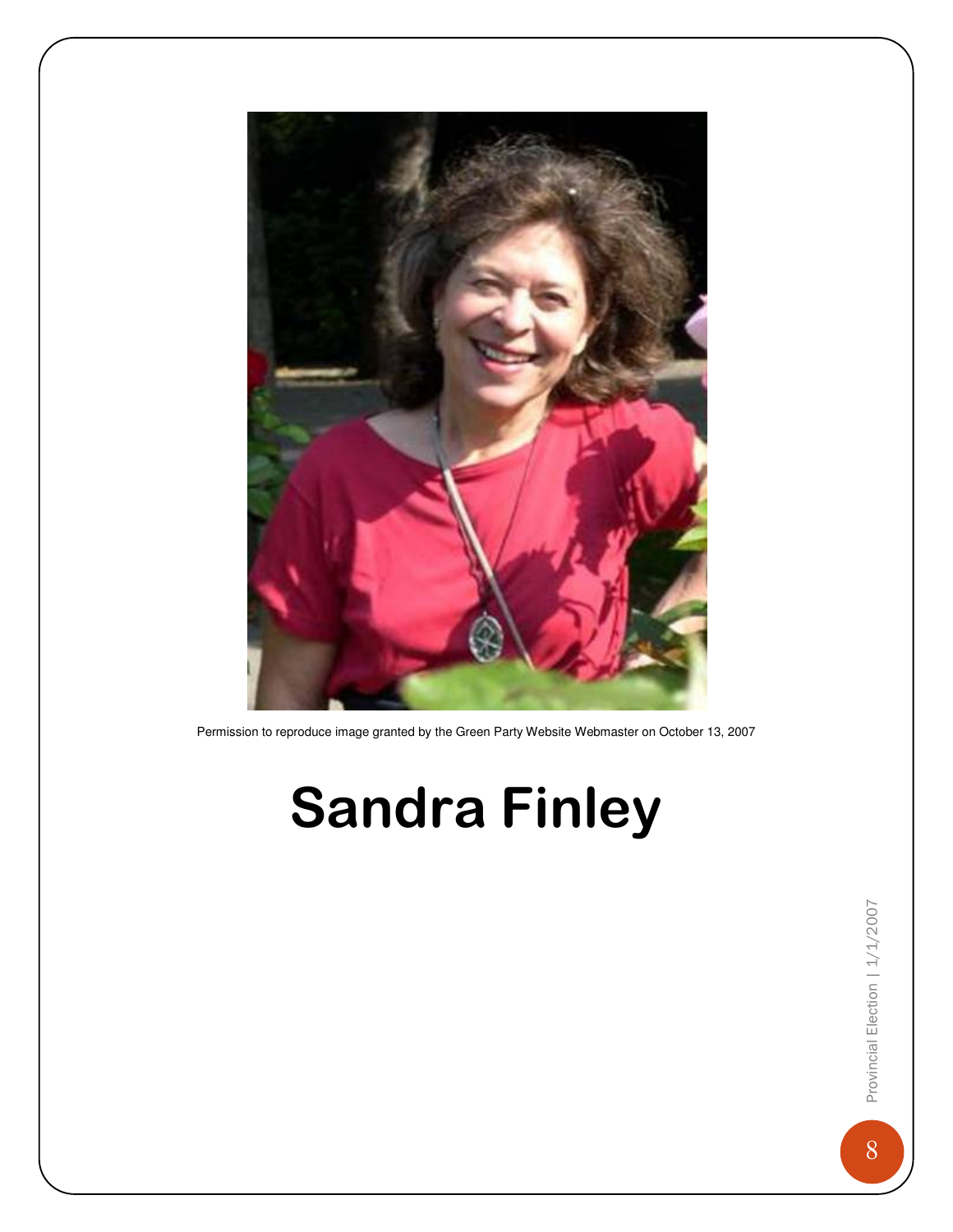Permission to reproduce image granted by the Green Party Website Webmaster on October 13, 2007

# Sandra Finley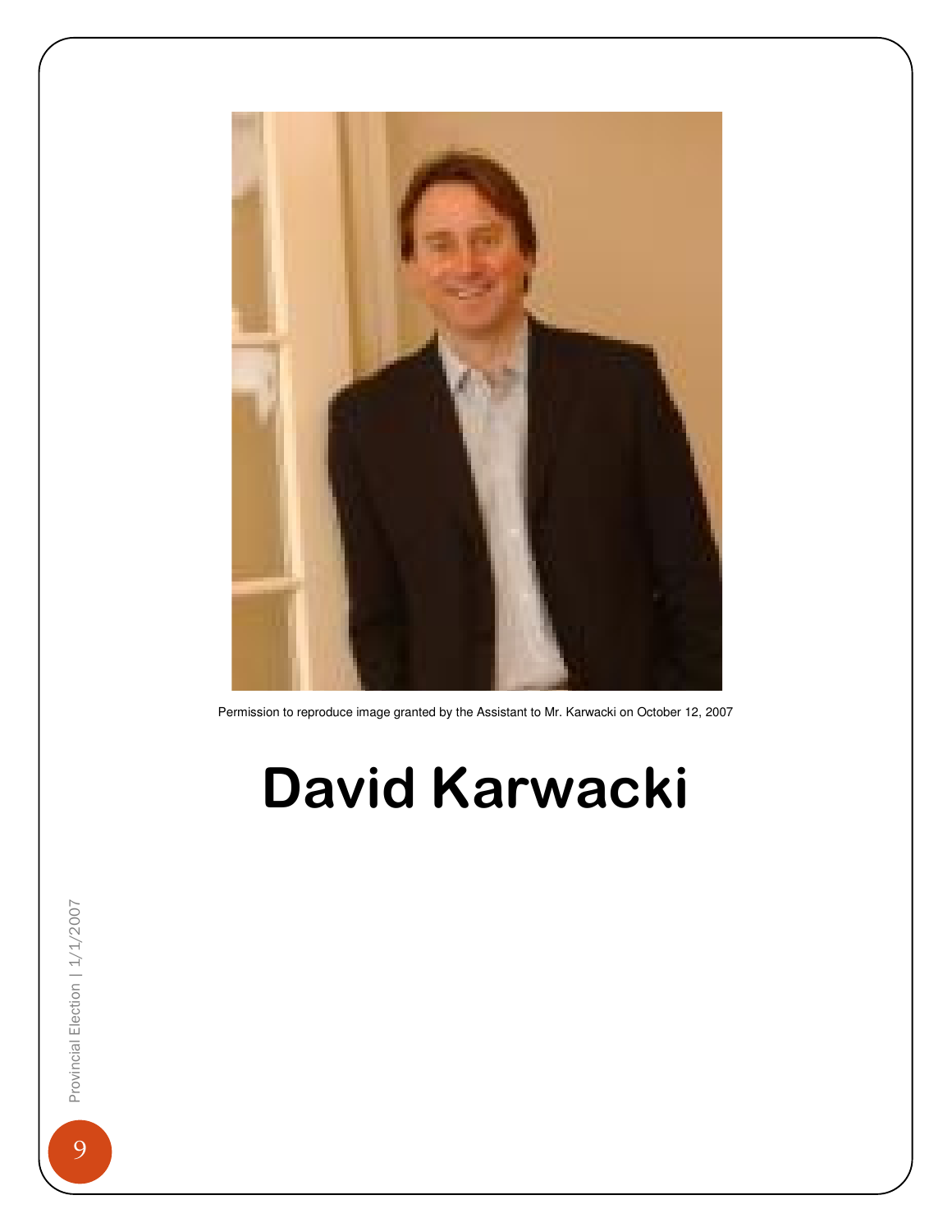Permission to reproduce image granted by the Assistant to Mr. Karwacki on October 12, 2007

# David Karwacki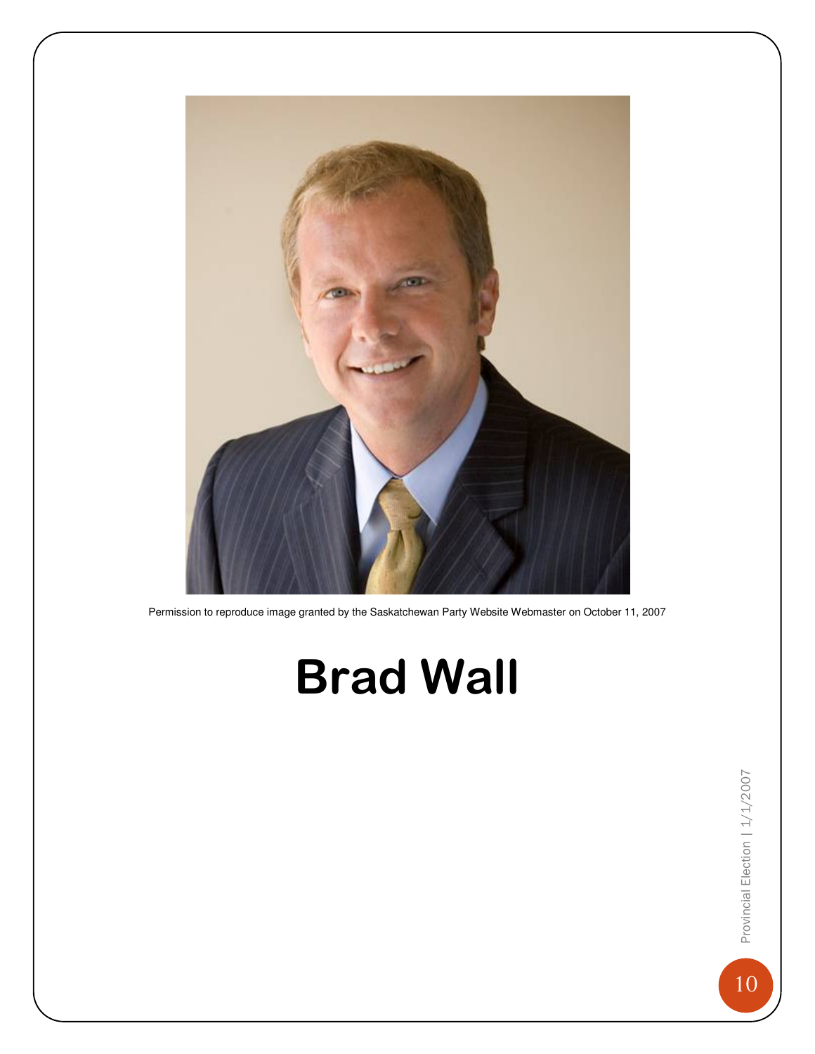Permission to reproduce image granted by the Saskatchewan Party Website Webmaster on October 11, 2007

# Brad Wall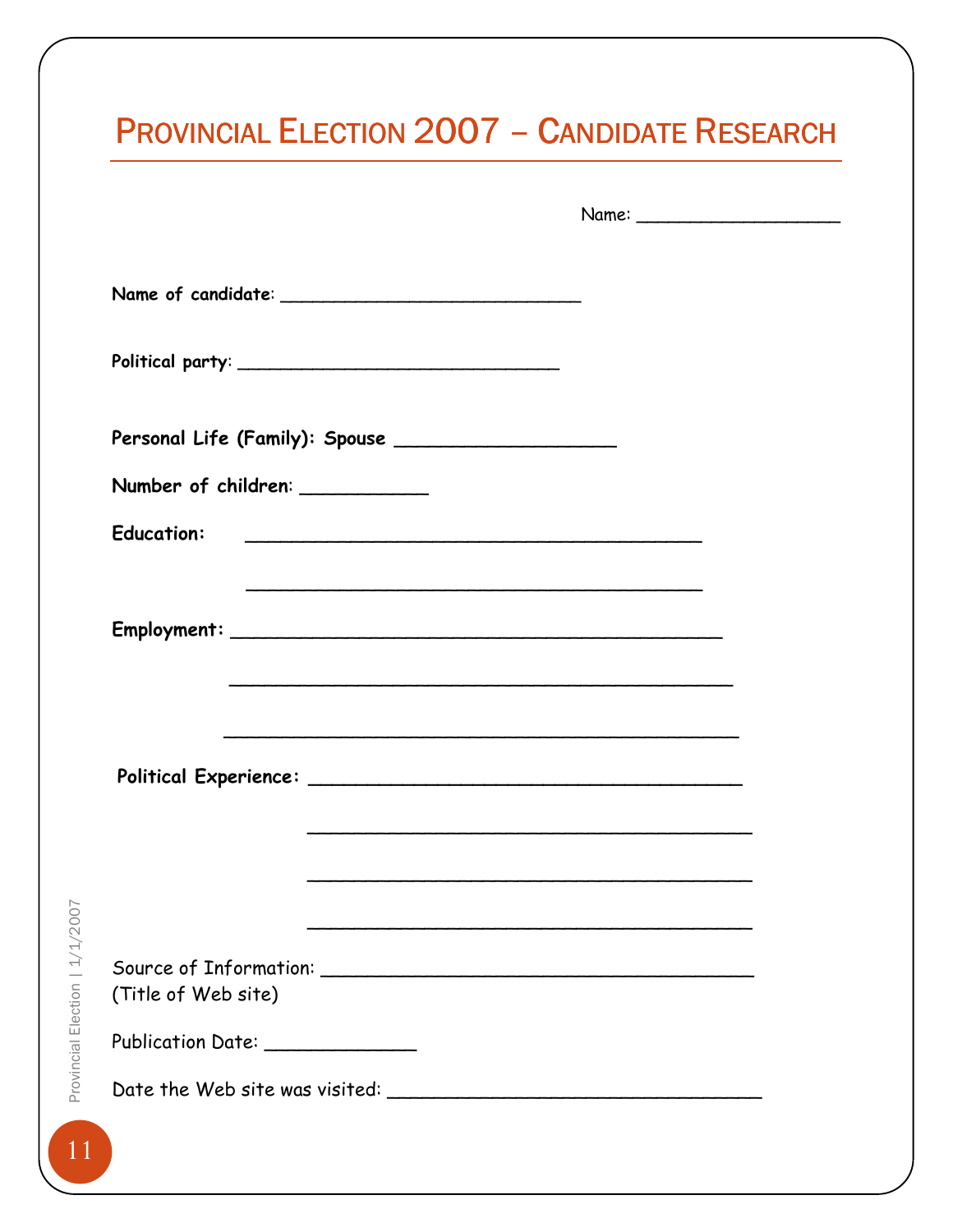# Provincial Election 2007 – Candidate Research

Name: ___________________

**Name of candidate**: ___________________________

**Political party**: ______________________________

**Personal Life (Family): Spouse** ____________________

**Number of children**: ___________

**Education:** ________________________________________

________________________________________

**Employment:** ___________________________________________

___________________________________________

___________________________________________

**Political Experience:** ______________________________________

______________________________________

______________________________________

______________________________________

Source of Information: ______________________________________
(Title of Web site)

Publication Date: _____________

Date the Web site was visited: _________________________________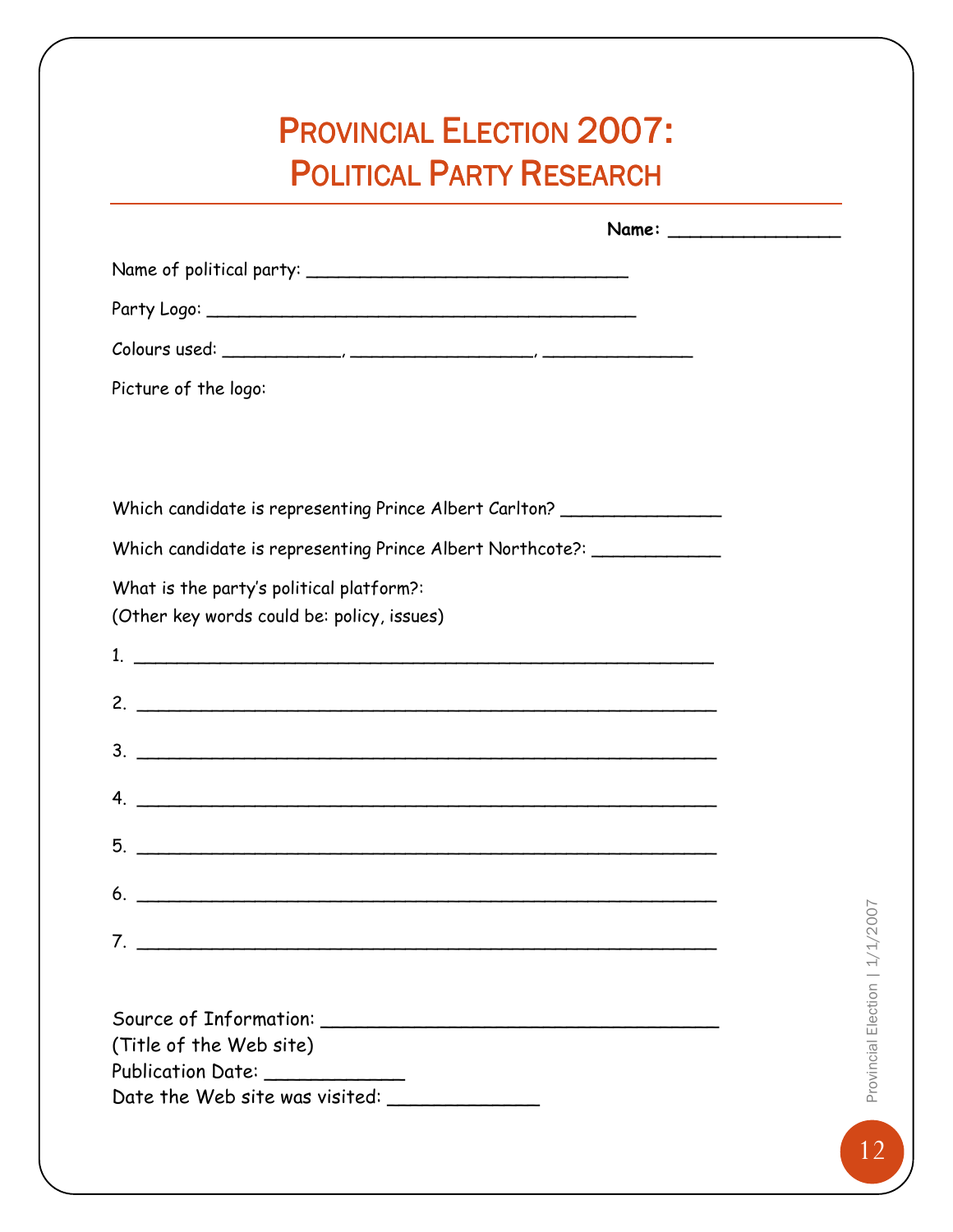# Provincial Election 2007:
# Political Party Research

**Name:** ________________

Name of political party: _______________________________

Party Logo: _________________________________________

Colours used: ___________, _________________, ______________

Picture of the logo:

Which candidate is representing Prince Albert Carlton? _______________

Which candidate is representing Prince Albert Northcote?: ____________

What is the party's political platform?:
(Other key words could be: policy, issues)

1. ________________________________________________________
2. ________________________________________________________
3. ________________________________________________________
4. ________________________________________________________
5. ________________________________________________________
6. ________________________________________________________
7. ________________________________________________________

Source of Information: ____________________________________
(Title of the Web site)
Publication Date: _____________
Date the Web site was visited: ______________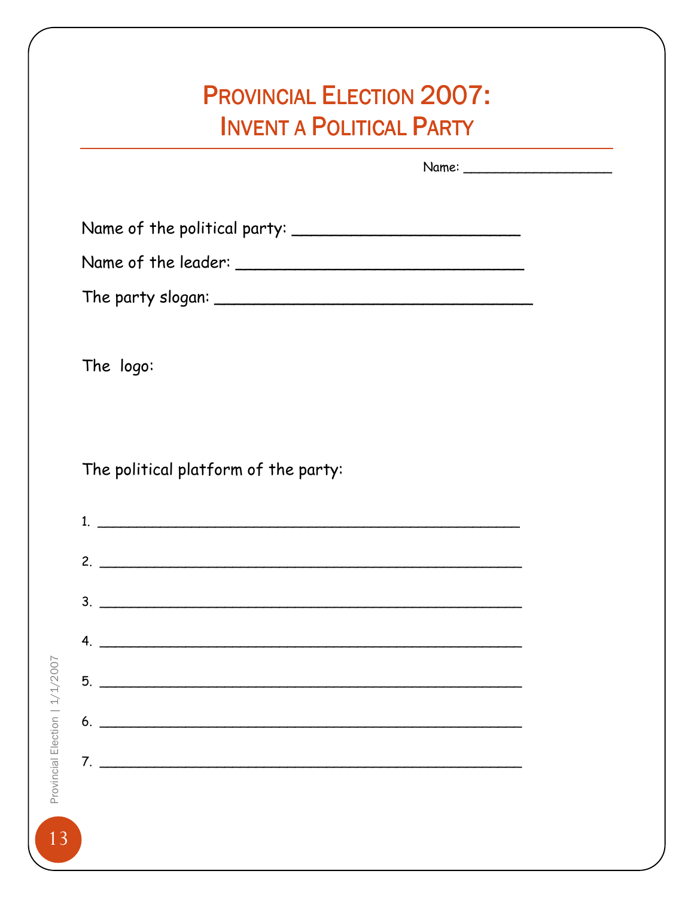# Provincial Election 2007: Invent a Political Party

Name: __________________

Name of the political party: ________________________

Name of the leader: _______________________________

The party slogan: __________________________________

The logo:

The political platform of the party:

1. ______________________________________________

2. ______________________________________________

3. ______________________________________________

4. ______________________________________________

5. ______________________________________________

6. ______________________________________________

7. ______________________________________________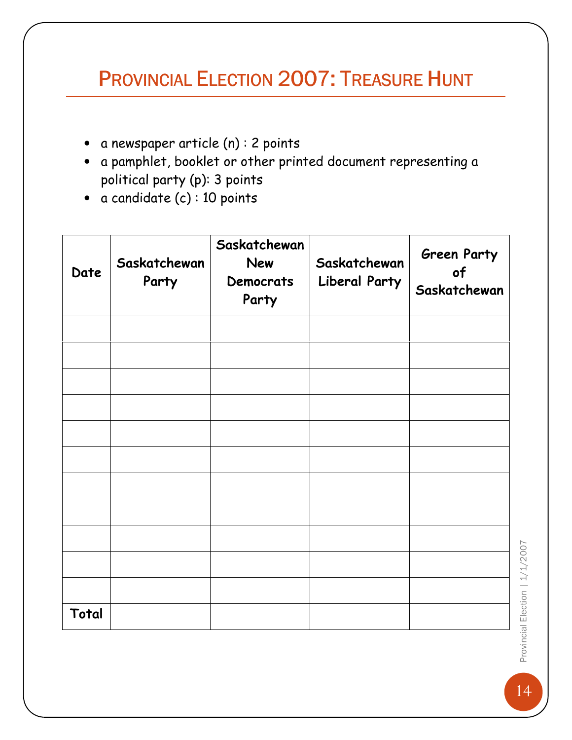# Provincial Election 2007: Treasure Hunt

- a newspaper article (n) : 2 points
- a pamphlet, booklet or other printed document representing a political party (p): 3 points
- a candidate (c) : 10 points

| Date | Saskatchewan Party | Saskatchewan New Democrats Party | Saskatchewan Liberal Party | Green Party of Saskatchewan |
|---|---|---|---|---|
| | | | | |
| | | | | |
| | | | | |
| | | | | |
| | | | | |
| | | | | |
| | | | | |
| | | | | |
| | | | | |
| | | | | |
| | | | | |
| **Total** | | | | |